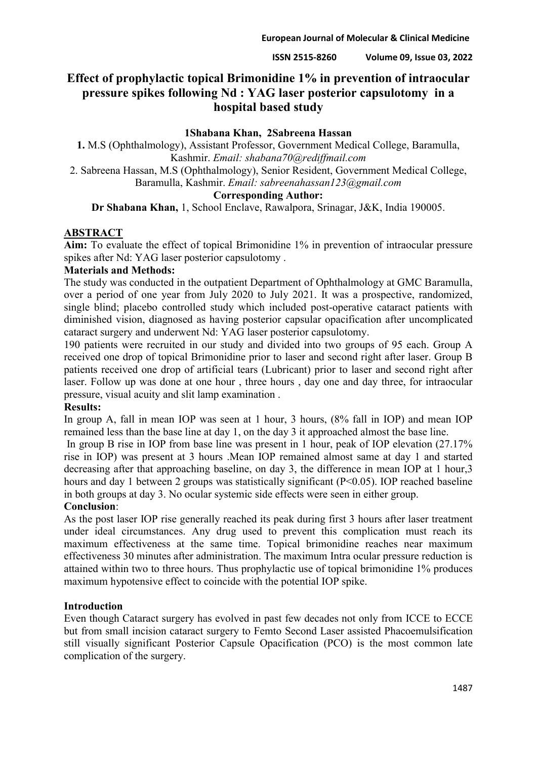# Effect of prophylactic topical Brimonidine 1% in prevention of intraocular pressure spikes following Nd : YAG laser posterior capsulotomy in a hospital based study

**1Shabana Khan, 2Sabreena Hassan**

**1.** M.S (Ophthalmology), Assistant Professor, Government Medical College, Baramulla, Kashmir. *Email: shabana70@rediffmail.com*

2. Sabreena Hassan, M.S (Ophthalmology), Senior Resident, Government Medical College, Baramulla, Kashmir. *Email: sabreenahassan123@gmail.com*

**Corresponding Author:**

**Dr Shabana Khan,** 1, School Enclave, Rawalpora, Srinagar, J&K, India 190005.

## ABSTRACT

**Aim:** To evaluate the effect of topical Brimonidine 1% in prevention of intraocular pressure spikes after Nd: YAG laser posterior capsulotomy .

**Materials and Methods:**

The study was conducted in the outpatient Department of Ophthalmology at GMC Baramulla, over a period of one year from July 2020 to July 2021. It was a prospective, randomized, single blind; placebo controlled study which included post-operative cataract patients with diminished vision, diagnosed as having posterior capsular opacification after uncomplicated cataract surgery and underwent Nd: YAG laser posterior capsulotomy.

190 patients were recruited in our study and divided into two groups of 95 each. Group A received one drop of topical Brimonidine prior to laser and second right after laser. Group B patients received one drop of artificial tears (Lubricant) prior to laser and second right after laser. Follow up was done at one hour , three hours , day one and day three, for intraocular pressure, visual acuity and slit lamp examination .

**Results:**

In group A, fall in mean IOP was seen at 1 hour, 3 hours, (8% fall in IOP) and mean IOP remained less than the base line at day 1, on the day 3 it approached almost the base line.

In group B rise in IOP from base line was present in 1 hour, peak of IOP elevation (27.17% rise in IOP) was present at 3 hours .Mean IOP remained almost same at day 1 and started decreasing after that approaching baseline, on day 3, the difference in mean IOP at 1 hour,3 hours and day 1 between 2 groups was statistically significant ($P<0.05$). IOP reached baseline in both groups at day 3. No ocular systemic side effects were seen in either group.

**Conclusion**:

As the post laser IOP rise generally reached its peak during first 3 hours after laser treatment under ideal circumstances. Any drug used to prevent this complication must reach its maximum effectiveness at the same time. Topical brimonidine reaches near maximum effectiveness 30 minutes after administration. The maximum Intra ocular pressure reduction is attained within two to three hours. Thus prophylactic use of topical brimonidine 1% produces maximum hypotensive effect to coincide with the potential IOP spike.

## Introduction

Even though Cataract surgery has evolved in past few decades not only from ICCE to ECCE but from small incision cataract surgery to Femto Second Laser assisted Phacoemulsification still visually significant Posterior Capsule Opacification (PCO) is the most common late complication of the surgery.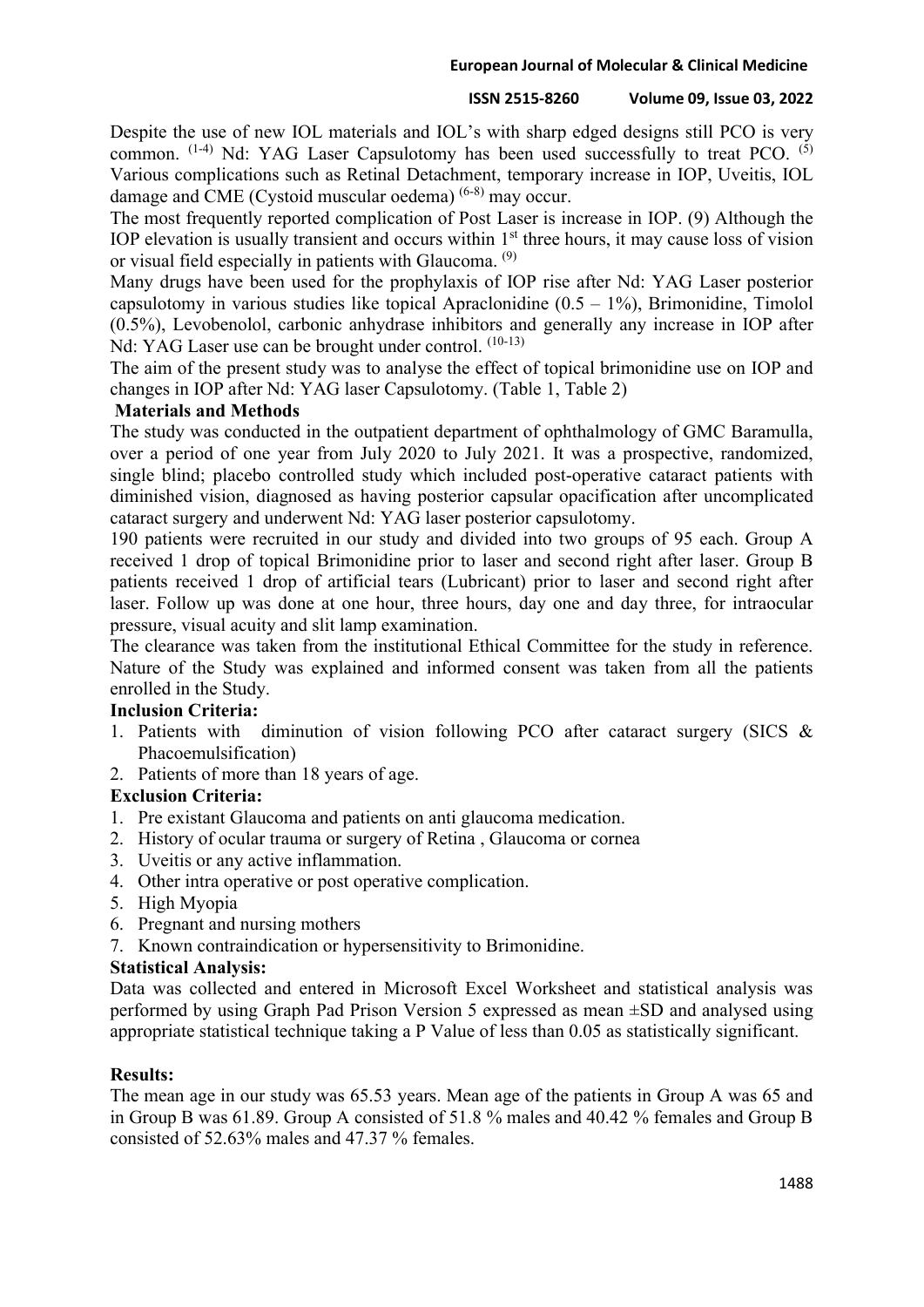Despite the use of new IOL materials and IOL's with sharp edged designs still PCO is very common. [1-4] Nd: YAG Laser Capsulotomy has been used successfully to treat PCO. [5] Various complications such as Retinal Detachment, temporary increase in IOP, Uveitis, IOL damage and CME (Cystoid muscular oedema) [6-8] may occur.

The most frequently reported complication of Post Laser is increase in IOP. (9) Although the IOP elevation is usually transient and occurs within 1st three hours, it may cause loss of vision or visual field especially in patients with Glaucoma. [9]

Many drugs have been used for the prophylaxis of IOP rise after Nd: YAG Laser posterior capsulotomy in various studies like topical Apraclonidine (0.5 – 1%), Brimonidine, Timolol (0.5%), Levobenolol, carbonic anhydrase inhibitors and generally any increase in IOP after Nd: YAG Laser use can be brought under control. [10-13]

The aim of the present study was to analyse the effect of topical brimonidine use on IOP and changes in IOP after Nd: YAG laser Capsulotomy. (Table 1, Table 2)

## Materials and Methods

The study was conducted in the outpatient department of ophthalmology of GMC Baramulla, over a period of one year from July 2020 to July 2021. It was a prospective, randomized, single blind; placebo controlled study which included post-operative cataract patients with diminished vision, diagnosed as having posterior capsular opacification after uncomplicated cataract surgery and underwent Nd: YAG laser posterior capsulotomy.

190 patients were recruited in our study and divided into two groups of 95 each. Group A received 1 drop of topical Brimonidine prior to laser and second right after laser. Group B patients received 1 drop of artificial tears (Lubricant) prior to laser and second right after laser. Follow up was done at one hour, three hours, day one and day three, for intraocular pressure, visual acuity and slit lamp examination.

The clearance was taken from the institutional Ethical Committee for the study in reference. Nature of the Study was explained and informed consent was taken from all the patients enrolled in the Study.

### Inclusion Criteria:

1. Patients with diminution of vision following PCO after cataract surgery (SICS & Phacoemulsification)
2. Patients of more than 18 years of age.

### Exclusion Criteria:

1. Pre existant Glaucoma and patients on anti glaucoma medication.
2. History of ocular trauma or surgery of Retina , Glaucoma or cornea
3. Uveitis or any active inflammation.
4. Other intra operative or post operative complication.
5. High Myopia
6. Pregnant and nursing mothers
7. Known contraindication or hypersensitivity to Brimonidine.

### Statistical Analysis:

Data was collected and entered in Microsoft Excel Worksheet and statistical analysis was performed by using Graph Pad Prison Version 5 expressed as mean ±SD and analysed using appropriate statistical technique taking a P Value of less than 0.05 as statistically significant.

## Results:

The mean age in our study was 65.53 years. Mean age of the patients in Group A was 65 and in Group B was 61.89. Group A consisted of 51.8 % males and 40.42 % females and Group B consisted of 52.63% males and 47.37 % females.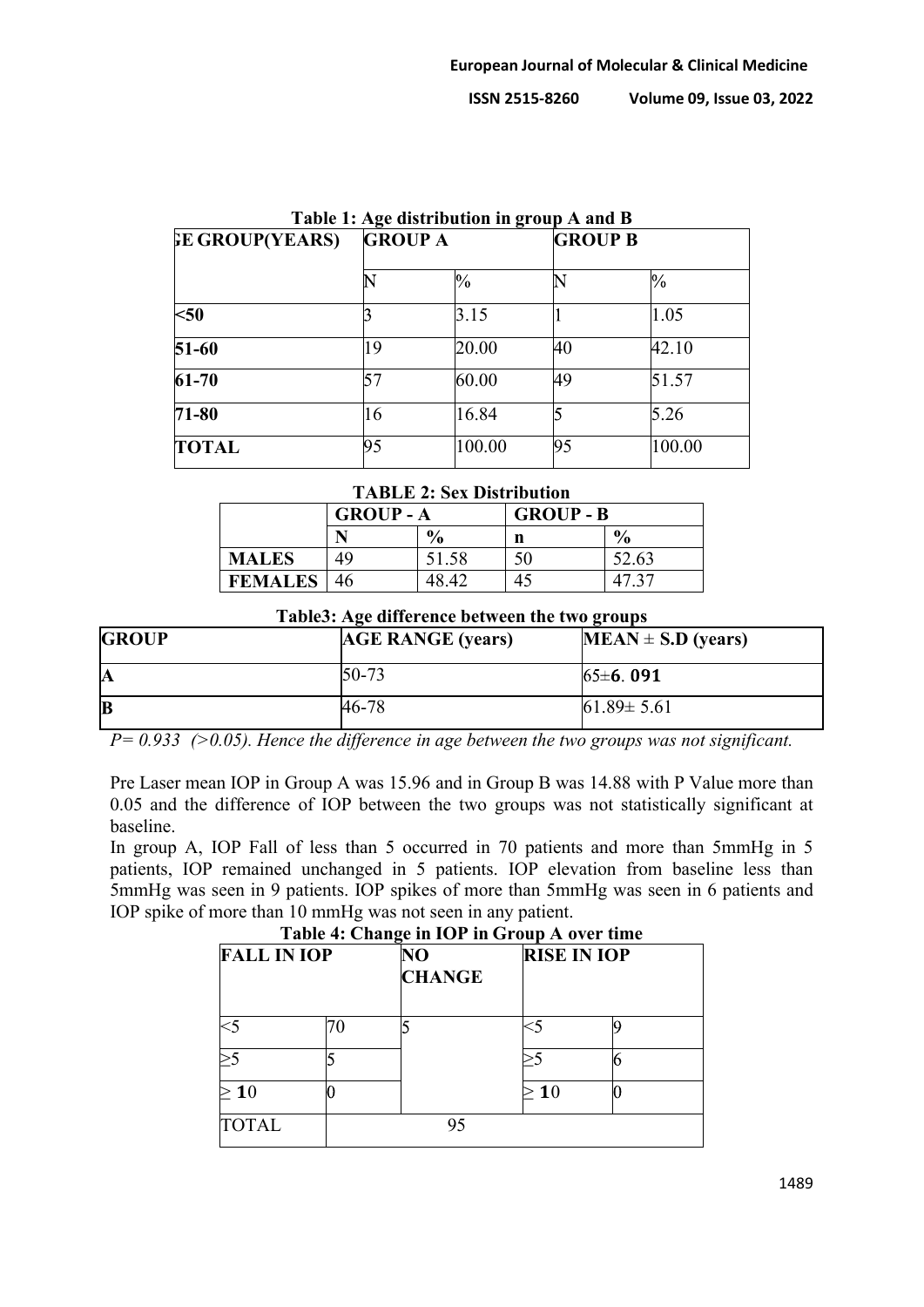**Table 1: Age distribution in group A and B**

| GE GROUP(YEARS) | GROUP A | | GROUP B | |
|---|---|---|---|---|
| | N | % | N | % |
| **<50** | 3 | 3.15 | 1 | 1.05 |
| **51-60** | 19 | 20.00 | 40 | 42.10 |
| **61-70** | 57 | 60.00 | 49 | 51.57 |
| **71-80** | 16 | 16.84 | 5 | 5.26 |
| **TOTAL** | 95 | 100.00 | 95 | 100.00 |

**TABLE 2: Sex Distribution**

| | GROUP - A | | GROUP - B | |
|---|---|---|---|---|
| | **N** | **%** | **n** | **%** |
| **MALES** | 49 | 51.58 | 50 | 52.63 |
| **FEMALES** | 46 | 48.42 | 45 | 47.37 |

**Table3: Age difference between the two groups**

| GROUP | AGE RANGE (years) | MEAN ± S.D (years) |
|---|---|---|
| **A** | 50-73 | 65±6.091 |
| **B** | 46-78 | 61.89± 5.61 |

*P= 0.933 (>0.05). Hence the difference in age between the two groups was not significant.*

Pre Laser mean IOP in Group A was 15.96 and in Group B was 14.88 with P Value more than 0.05 and the difference of IOP between the two groups was not statistically significant at baseline.

In group A, IOP Fall of less than 5 occurred in 70 patients and more than 5mmHg in 5 patients, IOP remained unchanged in 5 patients. IOP elevation from baseline less than 5mmHg was seen in 9 patients. IOP spikes of more than 5mmHg was seen in 6 patients and IOP spike of more than 10 mmHg was not seen in any patient.

**Table 4: Change in IOP in Group A over time**

| FALL IN IOP | | NO CHANGE | RISE IN IOP | |
|---|---|---|---|---|
| <5 | 70 | 5 | <5 | 9 |
| ≥5 | 5 | | ≥5 | 6 |
| ≥ 10 | 0 | | ≥ 10 | 0 |
| TOTAL | 95 | | | |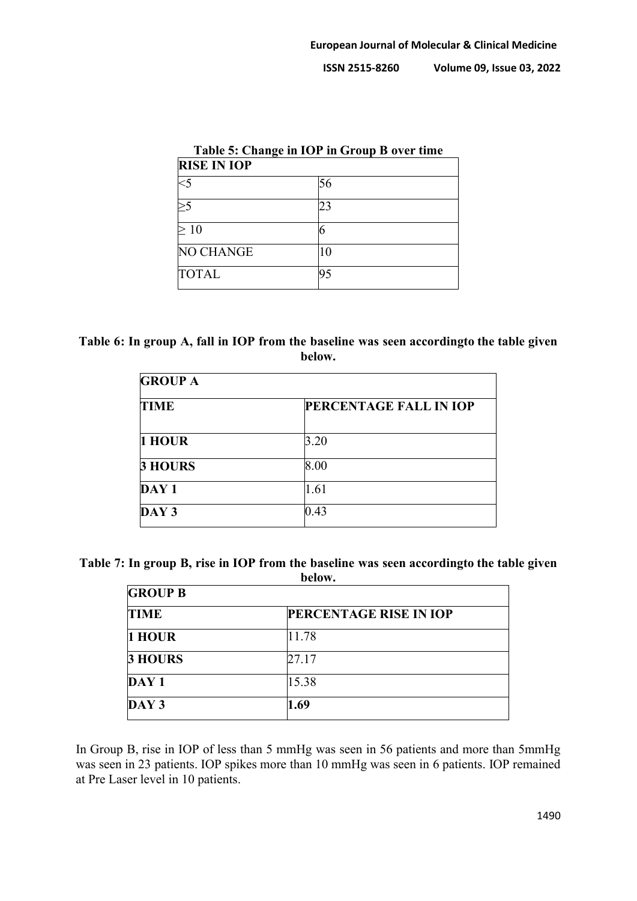**Table 5: Change in IOP in Group B over time**

| RISE IN IOP | |
|---|---|
| <5 | 56 |
| ≥5 | 23 |
| ≥ 10 | 6 |
| NO CHANGE | 10 |
| TOTAL | 95 |

**Table 6: In group A, fall in IOP from the baseline was seen accordingto the table given below.**

| GROUP A | |
|---|---|
| **TIME** | **PERCENTAGE FALL IN IOP** |
| **1 HOUR** | 3.20 |
| **3 HOURS** | 8.00 |
| **DAY 1** | 1.61 |
| **DAY 3** | 0.43 |

**Table 7: In group B, rise in IOP from the baseline was seen accordingto the table given below.**

| GROUP B | |
|---|---|
| **TIME** | **PERCENTAGE RISE IN IOP** |
| **1 HOUR** | 11.78 |
| **3 HOURS** | 27.17 |
| **DAY 1** | 15.38 |
| **DAY 3** | **1.69** |

In Group B, rise in IOP of less than 5 mmHg was seen in 56 patients and more than 5mmHg was seen in 23 patients. IOP spikes more than 10 mmHg was seen in 6 patients. IOP remained at Pre Laser level in 10 patients.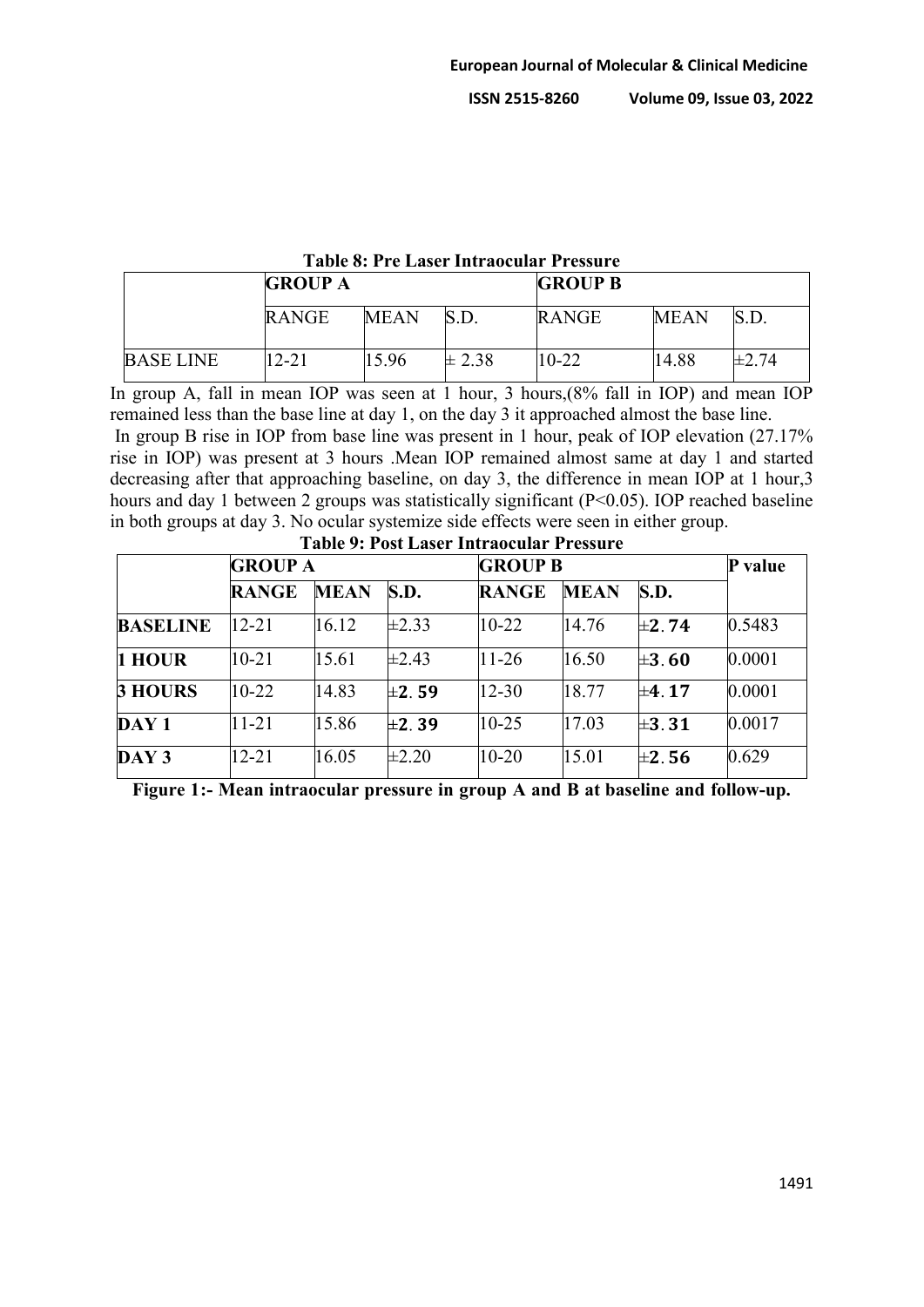**Table 8: Pre Laser Intraocular Pressure**

| | GROUP A | | | GROUP B | | |
|---|---|---|---|---|---|---|
| | RANGE | MEAN | S.D. | RANGE | MEAN | S.D. |
| BASE LINE | 12-21 | 15.96 | ± 2.38 | 10-22 | 14.88 | ±2.74 |

In group A, fall in mean IOP was seen at 1 hour, 3 hours,(8% fall in IOP) and mean IOP remained less than the base line at day 1, on the day 3 it approached almost the base line.

In group B rise in IOP from base line was present in 1 hour, peak of IOP elevation (27.17% rise in IOP) was present at 3 hours .Mean IOP remained almost same at day 1 and started decreasing after that approaching baseline, on day 3, the difference in mean IOP at 1 hour,3 hours and day 1 between 2 groups was statistically significant ($P<0.05$). IOP reached baseline in both groups at day 3. No ocular systemize side effects were seen in either group.

**Table 9: Post Laser Intraocular Pressure**

| | GROUP A | | | GROUP B | | | P value |
|---|---|---|---|---|---|---|---|
| | **RANGE** | **MEAN** | **S.D.** | **RANGE** | **MEAN** | **S.D.** | |
| **BASELINE** | 12-21 | 16.12 | ±2.33 | 10-22 | 14.76 | ±2.74 | 0.5483 |
| **1 HOUR** | 10-21 | 15.61 | ±2.43 | 11-26 | 16.50 | ±3.60 | 0.0001 |
| **3 HOURS** | 10-22 | 14.83 | ±2.59 | 12-30 | 18.77 | ±4.17 | 0.0001 |
| **DAY 1** | 11-21 | 15.86 | ±2.39 | 10-25 | 17.03 | ±3.31 | 0.0017 |
| **DAY 3** | 12-21 | 16.05 | ±2.20 | 10-20 | 15.01 | ±2.56 | 0.629 |

**Figure 1:- Mean intraocular pressure in group A and B at baseline and follow-up.**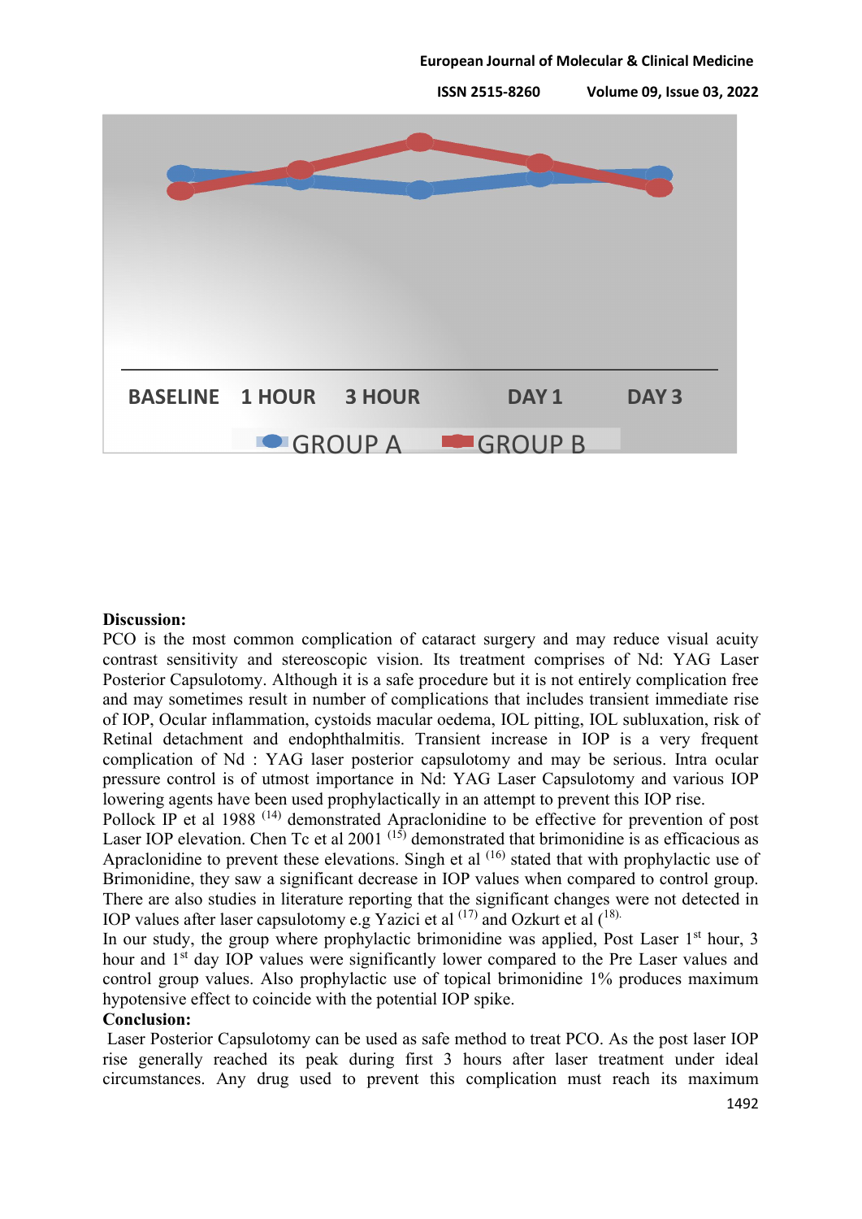**Discussion:**

PCO is the most common complication of cataract surgery and may reduce visual acuity contrast sensitivity and stereoscopic vision. Its treatment comprises of Nd: YAG Laser Posterior Capsulotomy. Although it is a safe procedure but it is not entirely complication free and may sometimes result in number of complications that includes transient immediate rise of IOP, Ocular inflammation, cystoids macular oedema, IOL pitting, IOL subluxation, risk of Retinal detachment and endophthalmitis. Transient increase in IOP is a very frequent complication of Nd : YAG laser posterior capsulotomy and may be serious. Intra ocular pressure control is of utmost importance in Nd: YAG Laser Capsulotomy and various IOP lowering agents have been used prophylactically in an attempt to prevent this IOP rise.

Pollock IP et al 1988 [14] demonstrated Apraclonidine to be effective for prevention of post Laser IOP elevation. Chen Tc et al 2001 [15] demonstrated that brimonidine is as efficacious as Apraclonidine to prevent these elevations. Singh et al [16] stated that with prophylactic use of Brimonidine, they saw a significant decrease in IOP values when compared to control group. There are also studies in literature reporting that the significant changes were not detected in IOP values after laser capsulotomy e.g Yazici et al [17] and Ozkurt et al ([18].

In our study, the group where prophylactic brimonidine was applied, Post Laser 1st hour, 3 hour and 1st day IOP values were significantly lower compared to the Pre Laser values and control group values. Also prophylactic use of topical brimonidine 1% produces maximum hypotensive effect to coincide with the potential IOP spike.

**Conclusion:**

Laser Posterior Capsulotomy can be used as safe method to treat PCO. As the post laser IOP rise generally reached its peak during first 3 hours after laser treatment under ideal circumstances. Any drug used to prevent this complication must reach its maximum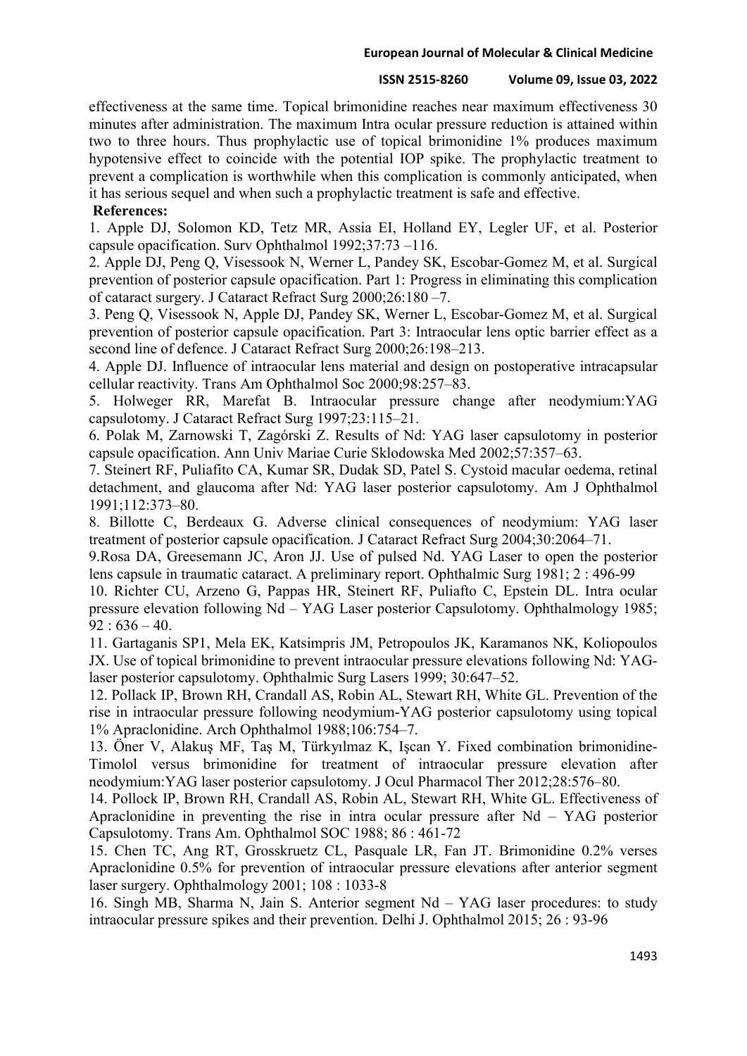effectiveness at the same time. Topical brimonidine reaches near maximum effectiveness 30 minutes after administration. The maximum Intra ocular pressure reduction is attained within two to three hours. Thus prophylactic use of topical brimonidine 1% produces maximum hypotensive effect to coincide with the potential IOP spike. The prophylactic treatment to prevent a complication is worthwhile when this complication is commonly anticipated, when it has serious sequel and when such a prophylactic treatment is safe and effective.

**References:**

1. Apple DJ, Solomon KD, Tetz MR, Assia EI, Holland EY, Legler UF, et al. Posterior capsule opacification. Surv Ophthalmol 1992;37:73 –116.
2. Apple DJ, Peng Q, Visessook N, Werner L, Pandey SK, Escobar-Gomez M, et al. Surgical prevention of posterior capsule opacification. Part 1: Progress in eliminating this complication of cataract surgery. J Cataract Refract Surg 2000;26:180 –7.
3. Peng Q, Visessook N, Apple DJ, Pandey SK, Werner L, Escobar-Gomez M, et al. Surgical prevention of posterior capsule opacification. Part 3: Intraocular lens optic barrier effect as a second line of defence. J Cataract Refract Surg 2000;26:198–213.
4. Apple DJ. Influence of intraocular lens material and design on postoperative intracapsular cellular reactivity. Trans Am Ophthalmol Soc 2000;98:257–83.
5. Holweger RR, Marefat B. Intraocular pressure change after neodymium:YAG capsulotomy. J Cataract Refract Surg 1997;23:115–21.
6. Polak M, Zarnowski T, Zagórski Z. Results of Nd: YAG laser capsulotomy in posterior capsule opacification. Ann Univ Mariae Curie Sklodowska Med 2002;57:357–63.
7. Steinert RF, Puliafito CA, Kumar SR, Dudak SD, Patel S. Cystoid macular oedema, retinal detachment, and glaucoma after Nd: YAG laser posterior capsulotomy. Am J Ophthalmol 1991;112:373–80.
8. Billotte C, Berdeaux G. Adverse clinical consequences of neodymium: YAG laser treatment of posterior capsule opacification. J Cataract Refract Surg 2004;30:2064–71.
9. Rosa DA, Greesemann JC, Aron JJ. Use of pulsed Nd. YAG Laser to open the posterior lens capsule in traumatic cataract. A preliminary report. Ophthalmic Surg 1981; 2 : 496-99
10. Richter CU, Arzeno G, Pappas HR, Steinert RF, Puliafto C, Epstein DL. Intra ocular pressure elevation following Nd – YAG Laser posterior Capsulotomy. Ophthalmology 1985; 92 : 636 – 40.
11. Gartaganis SP1, Mela EK, Katsimpris JM, Petropoulos JK, Karamanos NK, Koliopoulos JX. Use of topical brimonidine to prevent intraocular pressure elevations following Nd: YAG-laser posterior capsulotomy. Ophthalmic Surg Lasers 1999; 30:647–52.
12. Pollack IP, Brown RH, Crandall AS, Robin AL, Stewart RH, White GL. Prevention of the rise in intraocular pressure following neodymium-YAG posterior capsulotomy using topical 1% Apraclonidine. Arch Ophthalmol 1988;106:754–7.
13. Öner V, Alakuş MF, Taş M, Türkyılmaz K, Işcan Y. Fixed combination brimonidine-Timolol versus brimonidine for treatment of intraocular pressure elevation after neodymium:YAG laser posterior capsulotomy. J Ocul Pharmacol Ther 2012;28:576–80.
14. Pollock IP, Brown RH, Crandall AS, Robin AL, Stewart RH, White GL. Effectiveness of Apraclonidine in preventing the rise in intra ocular pressure after Nd – YAG posterior Capsulotomy. Trans Am. Ophthalmol SOC 1988; 86 : 461-72
15. Chen TC, Ang RT, Grosskruetz CL, Pasquale LR, Fan JT. Brimonidine 0.2% verses Apraclonidine 0.5% for prevention of intraocular pressure elevations after anterior segment laser surgery. Ophthalmology 2001; 108 : 1033-8
16. Singh MB, Sharma N, Jain S. Anterior segment Nd – YAG laser procedures: to study intraocular pressure spikes and their prevention. Delhi J. Ophthalmol 2015; 26 : 93-96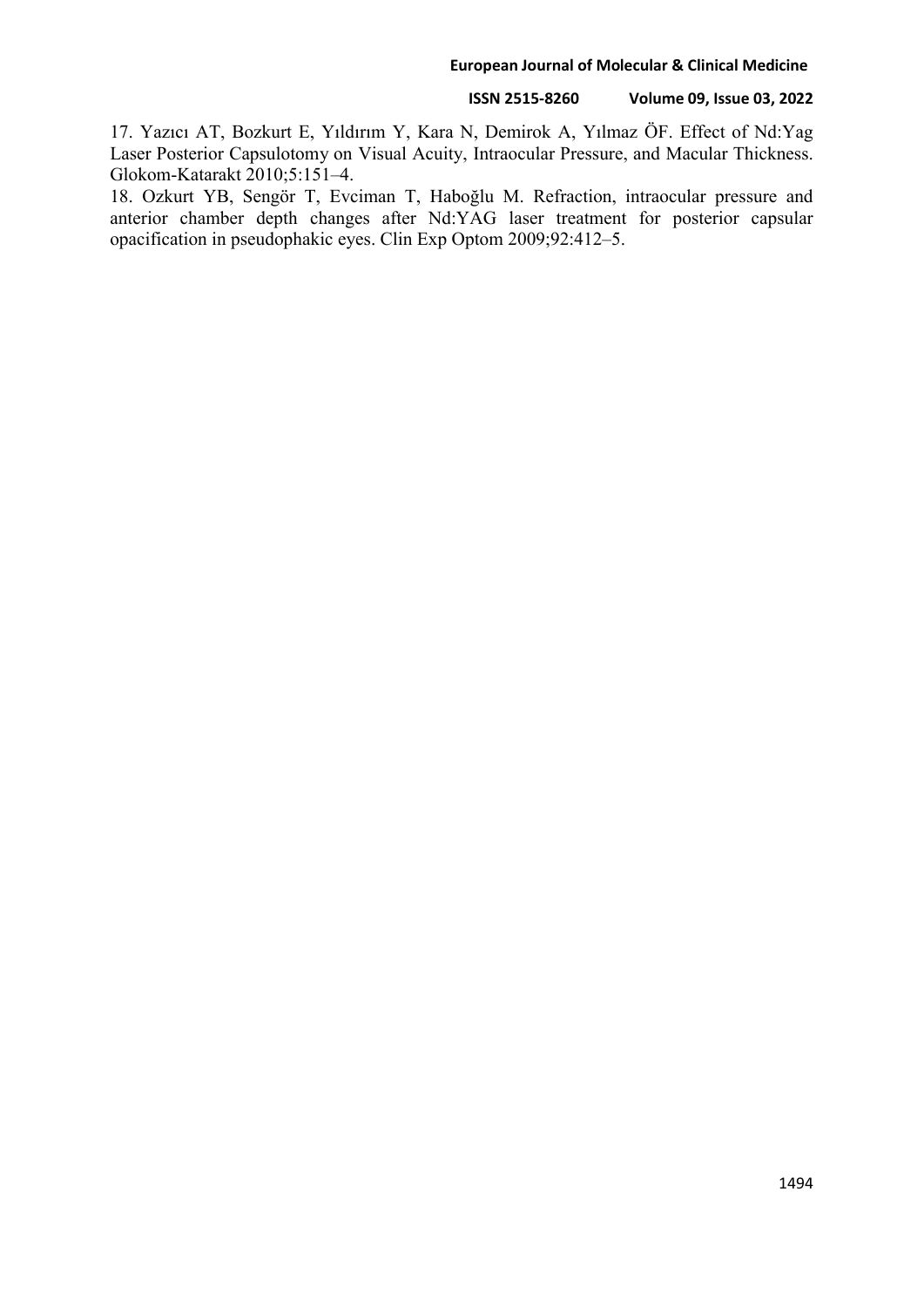17. Yazıcı AT, Bozkurt E, Yıldırım Y, Kara N, Demirok A, Yılmaz ÖF. Effect of Nd:Yag Laser Posterior Capsulotomy on Visual Acuity, Intraocular Pressure, and Macular Thickness. Glokom-Katarakt 2010;5:151–4.

18. Ozkurt YB, Sengör T, Evciman T, Haboğlu M. Refraction, intraocular pressure and anterior chamber depth changes after Nd:YAG laser treatment for posterior capsular opacification in pseudophakic eyes. Clin Exp Optom 2009;92:412–5.